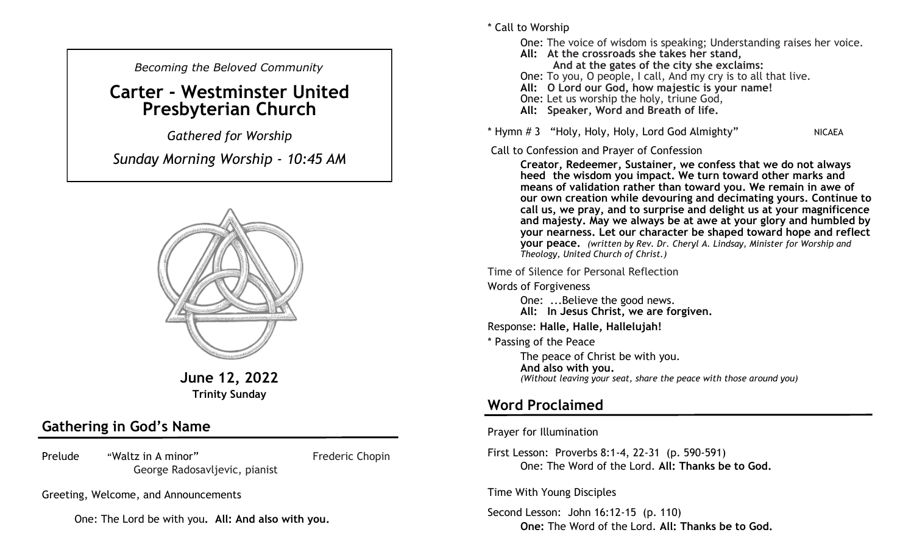*Becoming the Beloved Community*

# Carter - Westminster United Presbyterian Church

*Gathered for Worship*

*Sunday Morning Worship - 10:45 AM*

**June 12, 2022**
**Trinity Sunday**

## Gathering in God's Name

Prelude "Waltz in A minor" Frederic Chopin
George Radosavljevic, pianist

Greeting, Welcome, and Announcements

One: The Lord be with you. **All: And also with you.**

\* Call to Worship

One: The voice of wisdom is speaking; Understanding raises her voice.
**All: At the crossroads she takes her stand,**
**And at the gates of the city she exclaims:**
One: To you, O people, I call, And my cry is to all that live.
**All: O Lord our God, how majestic is your name!**
One: Let us worship the holy, triune God,
**All: Speaker, Word and Breath of life.**

\* Hymn # 3 "Holy, Holy, Holy, Lord God Almighty" NICAEA

Call to Confession and Prayer of Confession

**Creator, Redeemer, Sustainer, we confess that we do not always heed the wisdom you impact. We turn toward other marks and means of validation rather than toward you. We remain in awe of our own creation while devouring and decimating yours. Continue to call us, we pray, and to surprise and delight us at your magnificence and majesty. May we always be at awe at your glory and humbled by your nearness. Let our character be shaped toward hope and reflect your peace.** *(written by Rev. Dr. Cheryl A. Lindsay, Minister for Worship and Theology, United Church of Christ.)*

Time of Silence for Personal Reflection

Words of Forgiveness

One: ...Believe the good news.
**All: In Jesus Christ, we are forgiven.**

Response: **Halle, Halle, Hallelujah!**

\* Passing of the Peace

The peace of Christ be with you.
**And also with you.**
*(Without leaving your seat, share the peace with those around you)*

## Word Proclaimed

Prayer for Illumination

First Lesson: Proverbs 8:1-4, 22-31 (p. 590-591)
One: The Word of the Lord. **All: Thanks be to God.**

Time With Young Disciples

Second Lesson: John 16:12-15 (p. 110)
**One:** The Word of the Lord. **All: Thanks be to God.**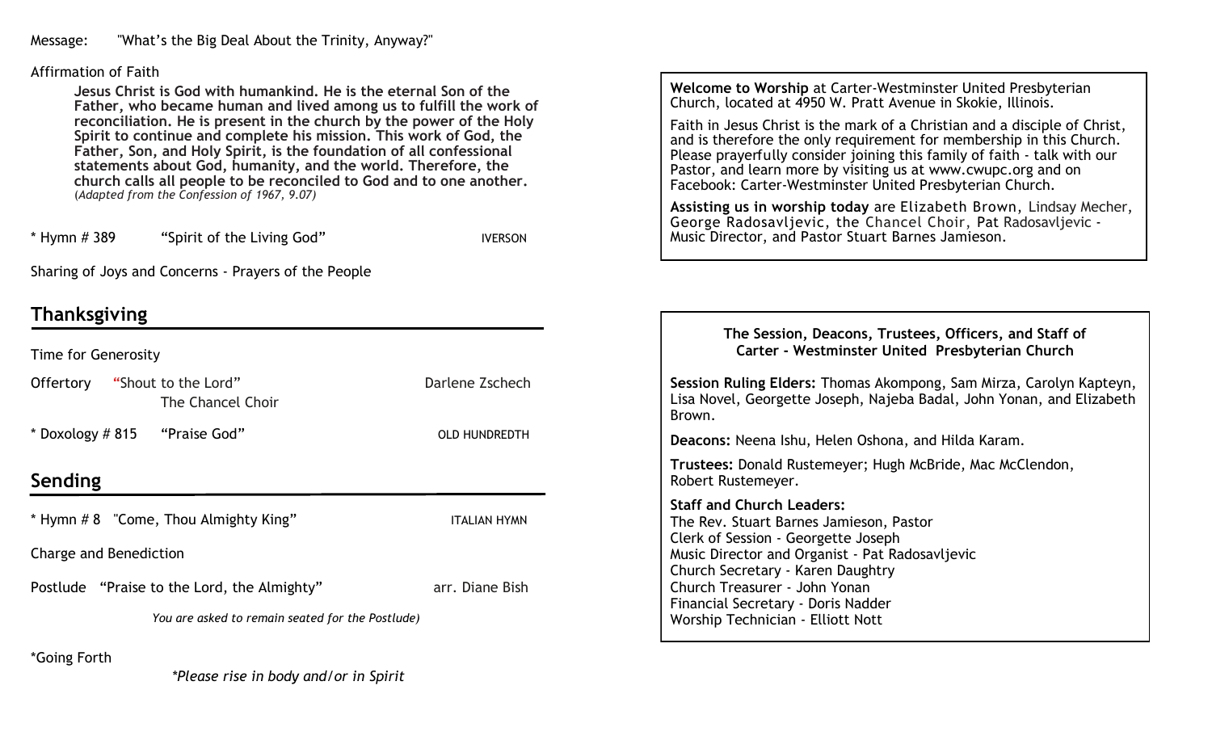Message: "What's the Big Deal About the Trinity, Anyway?"

Affirmation of Faith

**Jesus Christ is God with humankind. He is the eternal Son of the Father, who became human and lived among us to fulfill the work of reconciliation. He is present in the church by the power of the Holy Spirit to continue and complete his mission. This work of God, the Father, Son, and Holy Spirit, is the foundation of all confessional statements about God, humanity, and the world. Therefore, the church calls all people to be reconciled to God and to one another.** (*Adapted from the Confession of 1967, 9.07)*

\* Hymn # 389 "Spirit of the Living God" IVERSON

Sharing of Joys and Concerns - Prayers of the People

## Thanksgiving

Time for Generosity

Offertory "Shout to the Lord" Darlene Zschech
The Chancel Choir

\* Doxology # 815 "Praise God" OLD HUNDREDTH

## Sending

\* Hymn # 8 "Come, Thou Almighty King" ITALIAN HYMN

Charge and Benediction

Postlude "Praise to the Lord, the Almighty" arr. Diane Bish

*You are asked to remain seated for the Postlude)*

\*Going Forth

*\*Please rise in body and/or in Spirit*

**Welcome to Worship** at Carter-Westminster United Presbyterian Church, located at 4950 W. Pratt Avenue in Skokie, Illinois.

Faith in Jesus Christ is the mark of a Christian and a disciple of Christ, and is therefore the only requirement for membership in this Church. Please prayerfully consider joining this family of faith - talk with our Pastor, and learn more by visiting us at www.cwupc.org and on Facebook: Carter-Westminster United Presbyterian Church.

**Assisting us in worship today** are Elizabeth Brown, Lindsay Mecher, George Radosavljevic, the Chancel Choir, Pat Radosavljevic - Music Director, and Pastor Stuart Barnes Jamieson.

**The Session, Deacons, Trustees, Officers, and Staff of Carter - Westminster United Presbyterian Church**

**Session Ruling Elders:** Thomas Akompong, Sam Mirza, Carolyn Kapteyn, Lisa Novel, Georgette Joseph, Najeba Badal, John Yonan, and Elizabeth Brown.

**Deacons:** Neena Ishu, Helen Oshona, and Hilda Karam.

**Trustees:** Donald Rustemeyer; Hugh McBride, Mac McClendon, Robert Rustemeyer.

**Staff and Church Leaders:**
The Rev. Stuart Barnes Jamieson, Pastor
Clerk of Session - Georgette Joseph
Music Director and Organist - Pat Radosavljevic
Church Secretary - Karen Daughtry
Church Treasurer - John Yonan
Financial Secretary - Doris Nadder
Worship Technician - Elliott Nott